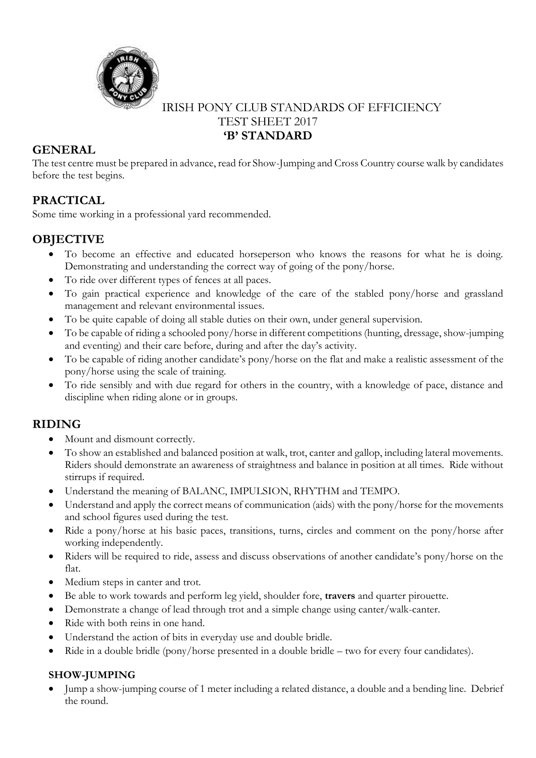IRISH PONY CLUB STANDARDS OF EFFICIENCY
TEST SHEET 2017
**'B' STANDARD**

## GENERAL

The test centre must be prepared in advance, read for Show-Jumping and Cross Country course walk by candidates before the test begins.

## PRACTICAL

Some time working in a professional yard recommended.

## OBJECTIVE

- To become an effective and educated horseperson who knows the reasons for what he is doing. Demonstrating and understanding the correct way of going of the pony/horse.
- To ride over different types of fences at all paces.
- To gain practical experience and knowledge of the care of the stabled pony/horse and grassland management and relevant environmental issues.
- To be quite capable of doing all stable duties on their own, under general supervision.
- To be capable of riding a schooled pony/horse in different competitions (hunting, dressage, show-jumping and eventing) and their care before, during and after the day's activity.
- To be capable of riding another candidate's pony/horse on the flat and make a realistic assessment of the pony/horse using the scale of training.
- To ride sensibly and with due regard for others in the country, with a knowledge of pace, distance and discipline when riding alone or in groups.

## RIDING

- Mount and dismount correctly.
- To show an established and balanced position at walk, trot, canter and gallop, including lateral movements. Riders should demonstrate an awareness of straightness and balance in position at all times. Ride without stirrups if required.
- Understand the meaning of BALANC, IMPULSION, RHYTHM and TEMPO.
- Understand and apply the correct means of communication (aids) with the pony/horse for the movements and school figures used during the test.
- Ride a pony/horse at his basic paces, transitions, turns, circles and comment on the pony/horse after working independently.
- Riders will be required to ride, assess and discuss observations of another candidate's pony/horse on the flat.
- Medium steps in canter and trot.
- Be able to work towards and perform leg yield, shoulder fore, **travers** and quarter pirouette.
- Demonstrate a change of lead through trot and a simple change using canter/walk-canter.
- Ride with both reins in one hand.
- Understand the action of bits in everyday use and double bridle.
- Ride in a double bridle (pony/horse presented in a double bridle – two for every four candidates).

### SHOW-JUMPING

- Jump a show-jumping course of 1 meter including a related distance, a double and a bending line. Debrief the round.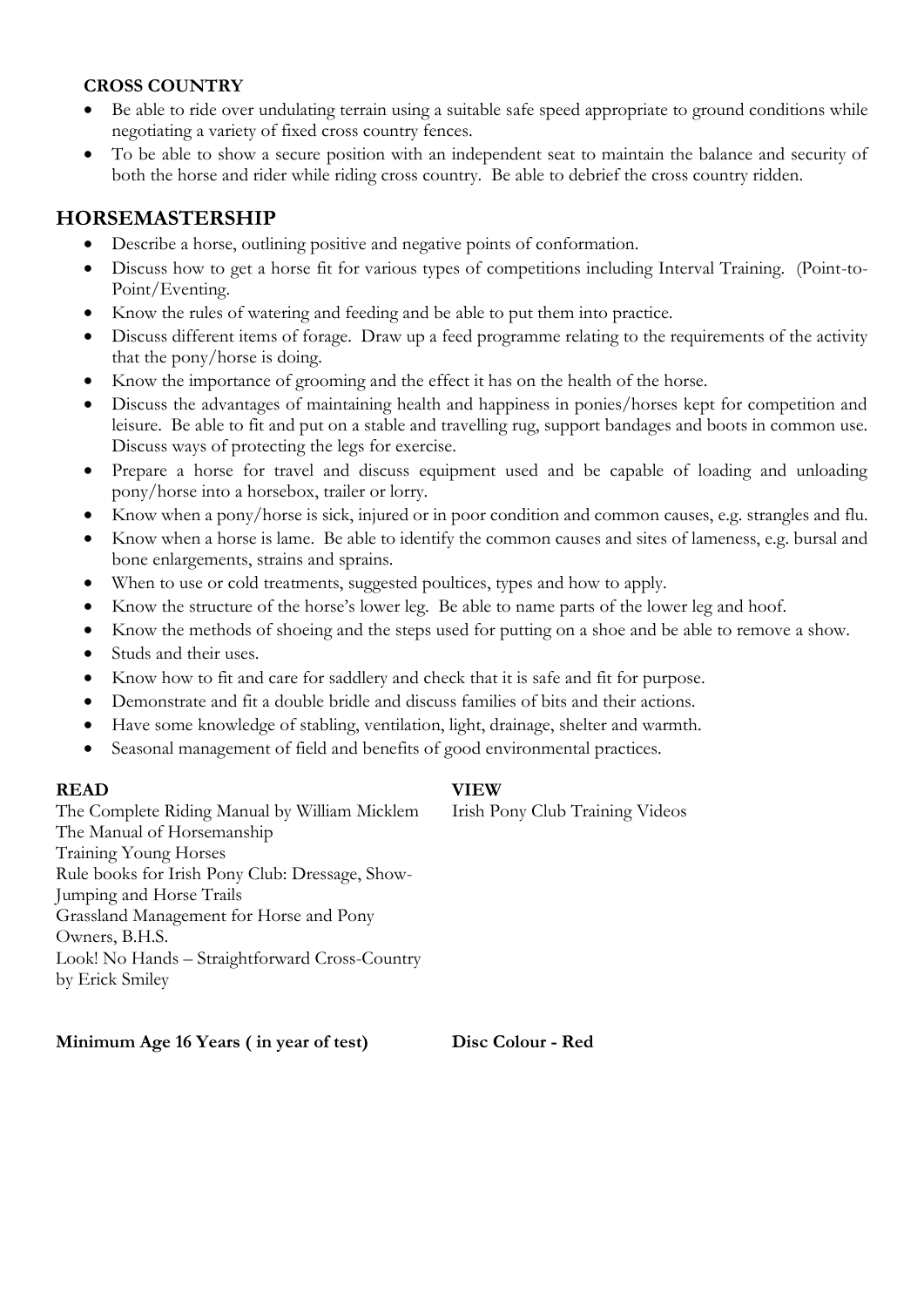**CROSS COUNTRY**

- Be able to ride over undulating terrain using a suitable safe speed appropriate to ground conditions while negotiating a variety of fixed cross country fences.
- To be able to show a secure position with an independent seat to maintain the balance and security of both the horse and rider while riding cross country. Be able to debrief the cross country ridden.

## HORSEMASTERSHIP

- Describe a horse, outlining positive and negative points of conformation.
- Discuss how to get a horse fit for various types of competitions including Interval Training. (Point-to-Point/Eventing.
- Know the rules of watering and feeding and be able to put them into practice.
- Discuss different items of forage. Draw up a feed programme relating to the requirements of the activity that the pony/horse is doing.
- Know the importance of grooming and the effect it has on the health of the horse.
- Discuss the advantages of maintaining health and happiness in ponies/horses kept for competition and leisure. Be able to fit and put on a stable and travelling rug, support bandages and boots in common use. Discuss ways of protecting the legs for exercise.
- Prepare a horse for travel and discuss equipment used and be capable of loading and unloading pony/horse into a horsebox, trailer or lorry.
- Know when a pony/horse is sick, injured or in poor condition and common causes, e.g. strangles and flu.
- Know when a horse is lame. Be able to identify the common causes and sites of lameness, e.g. bursal and bone enlargements, strains and sprains.
- When to use or cold treatments, suggested poultices, types and how to apply.
- Know the structure of the horse's lower leg. Be able to name parts of the lower leg and hoof.
- Know the methods of shoeing and the steps used for putting on a shoe and be able to remove a show.
- Studs and their uses.
- Know how to fit and care for saddlery and check that it is safe and fit for purpose.
- Demonstrate and fit a double bridle and discuss families of bits and their actions.
- Have some knowledge of stabling, ventilation, light, drainage, shelter and warmth.
- Seasonal management of field and benefits of good environmental practices.

**READ**

The Complete Riding Manual by William Micklem
The Manual of Horsemanship
Training Young Horses
Rule books for Irish Pony Club: Dressage, Show-Jumping and Horse Trails
Grassland Management for Horse and Pony Owners, B.H.S.
Look! No Hands – Straightforward Cross-Country by Erick Smiley

**VIEW**

Irish Pony Club Training Videos

**Minimum Age 16 Years ( in year of test)**

**Disc Colour - Red**